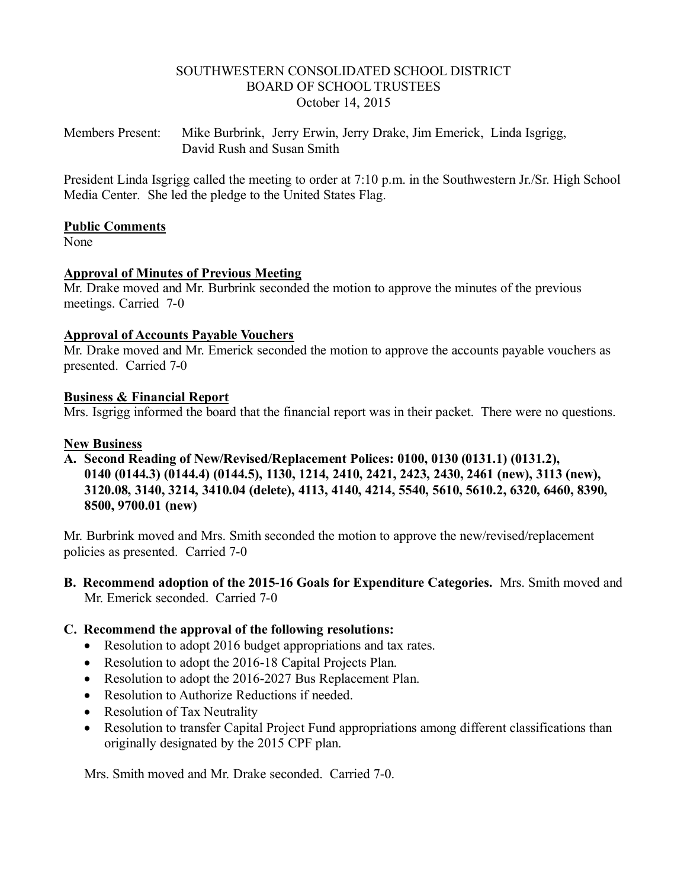SOUTHWESTERN CONSOLIDATED SCHOOL DISTRICT
BOARD OF SCHOOL TRUSTEES
October 14, 2015

Members Present: Mike Burbrink, Jerry Erwin, Jerry Drake, Jim Emerick, Linda Isgrigg, David Rush and Susan Smith

President Linda Isgrigg called the meeting to order at 7:10 p.m. in the Southwestern Jr./Sr. High School Media Center. She led the pledge to the United States Flag.

**Public Comments**
None

**Approval of Minutes of Previous Meeting**
Mr. Drake moved and Mr. Burbrink seconded the motion to approve the minutes of the previous meetings. Carried 7-0

**Approval of Accounts Payable Vouchers**
Mr. Drake moved and Mr. Emerick seconded the motion to approve the accounts payable vouchers as presented. Carried 7-0

**Business & Financial Report**
Mrs. Isgrigg informed the board that the financial report was in their packet. There were no questions.

**New Business**

**A. Second Reading of New/Revised/Replacement Polices: 0100, 0130 (0131.1) (0131.2), 0140 (0144.3) (0144.4) (0144.5), 1130, 1214, 2410, 2421, 2423, 2430, 2461 (new), 3113 (new), 3120.08, 3140, 3214, 3410.04 (delete), 4113, 4140, 4214, 5540, 5610, 5610.2, 6320, 6460, 8390, 8500, 9700.01 (new)**

Mr. Burbrink moved and Mrs. Smith seconded the motion to approve the new/revised/replacement policies as presented. Carried 7-0

**B. Recommend adoption of the 2015-16 Goals for Expenditure Categories.** Mrs. Smith moved and Mr. Emerick seconded. Carried 7-0

**C. Recommend the approval of the following resolutions:**

- Resolution to adopt 2016 budget appropriations and tax rates.
- Resolution to adopt the 2016-18 Capital Projects Plan.
- Resolution to adopt the 2016-2027 Bus Replacement Plan.
- Resolution to Authorize Reductions if needed.
- Resolution of Tax Neutrality
- Resolution to transfer Capital Project Fund appropriations among different classifications than originally designated by the 2015 CPF plan.

Mrs. Smith moved and Mr. Drake seconded. Carried 7-0.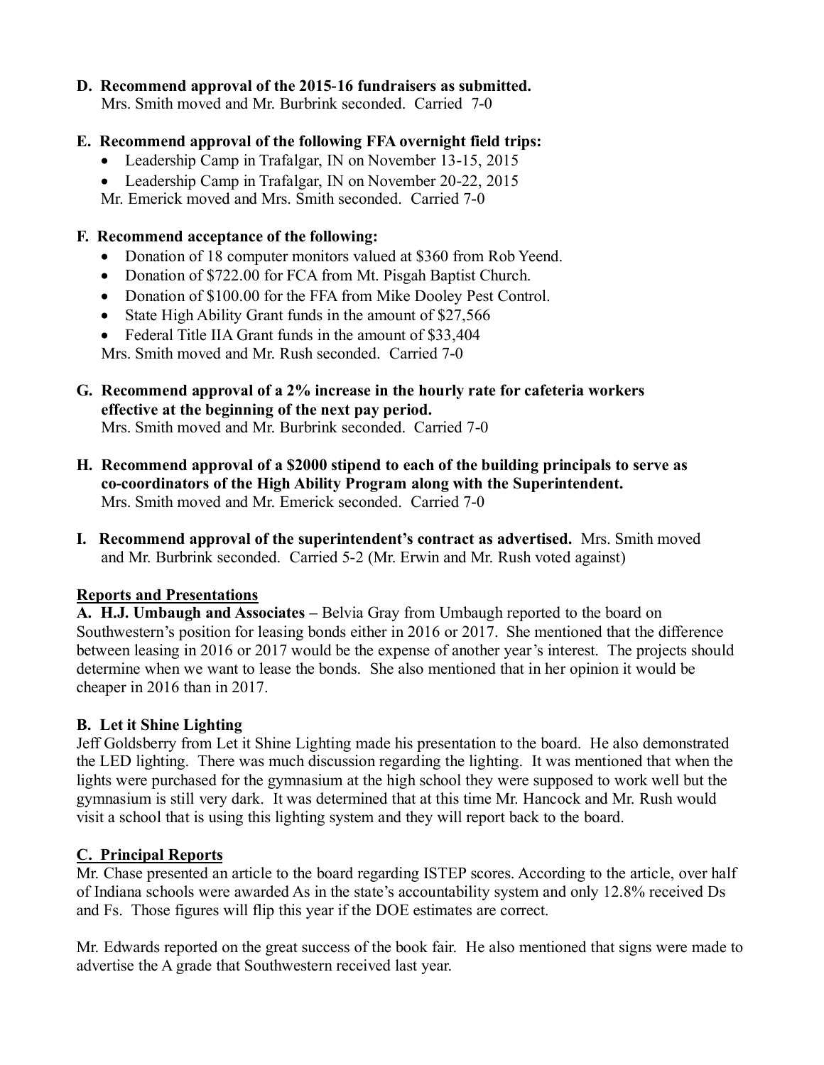**D. Recommend approval of the 2015-16 fundraisers as submitted.**
Mrs. Smith moved and Mr. Burbrink seconded. Carried 7-0

**E. Recommend approval of the following FFA overnight field trips:**

- Leadership Camp in Trafalgar, IN on November 13-15, 2015
- Leadership Camp in Trafalgar, IN on November 20-22, 2015

Mr. Emerick moved and Mrs. Smith seconded. Carried 7-0

**F. Recommend acceptance of the following:**

- Donation of 18 computer monitors valued at $360 from Rob Yeend.
- Donation of $722.00 for FCA from Mt. Pisgah Baptist Church.
- Donation of $100.00 for the FFA from Mike Dooley Pest Control.
- State High Ability Grant funds in the amount of $27,566
- Federal Title IIA Grant funds in the amount of $33,404

Mrs. Smith moved and Mr. Rush seconded. Carried 7-0

**G. Recommend approval of a 2% increase in the hourly rate for cafeteria workers effective at the beginning of the next pay period.**
Mrs. Smith moved and Mr. Burbrink seconded. Carried 7-0

**H. Recommend approval of a $2000 stipend to each of the building principals to serve as co-coordinators of the High Ability Program along with the Superintendent.**
Mrs. Smith moved and Mr. Emerick seconded. Carried 7-0

**I. Recommend approval of the superintendent's contract as advertised.** Mrs. Smith moved and Mr. Burbrink seconded. Carried 5-2 (Mr. Erwin and Mr. Rush voted against)

**Reports and Presentations**

**A. H.J. Umbaugh and Associates –** Belvia Gray from Umbaugh reported to the board on Southwestern's position for leasing bonds either in 2016 or 2017. She mentioned that the difference between leasing in 2016 or 2017 would be the expense of another year's interest. The projects should determine when we want to lease the bonds. She also mentioned that in her opinion it would be cheaper in 2016 than in 2017.

**B. Let it Shine Lighting**

Jeff Goldsberry from Let it Shine Lighting made his presentation to the board. He also demonstrated the LED lighting. There was much discussion regarding the lighting. It was mentioned that when the lights were purchased for the gymnasium at the high school they were supposed to work well but the gymnasium is still very dark. It was determined that at this time Mr. Hancock and Mr. Rush would visit a school that is using this lighting system and they will report back to the board.

**C. Principal Reports**

Mr. Chase presented an article to the board regarding ISTEP scores. According to the article, over half of Indiana schools were awarded As in the state's accountability system and only 12.8% received Ds and Fs. Those figures will flip this year if the DOE estimates are correct.

Mr. Edwards reported on the great success of the book fair. He also mentioned that signs were made to advertise the A grade that Southwestern received last year.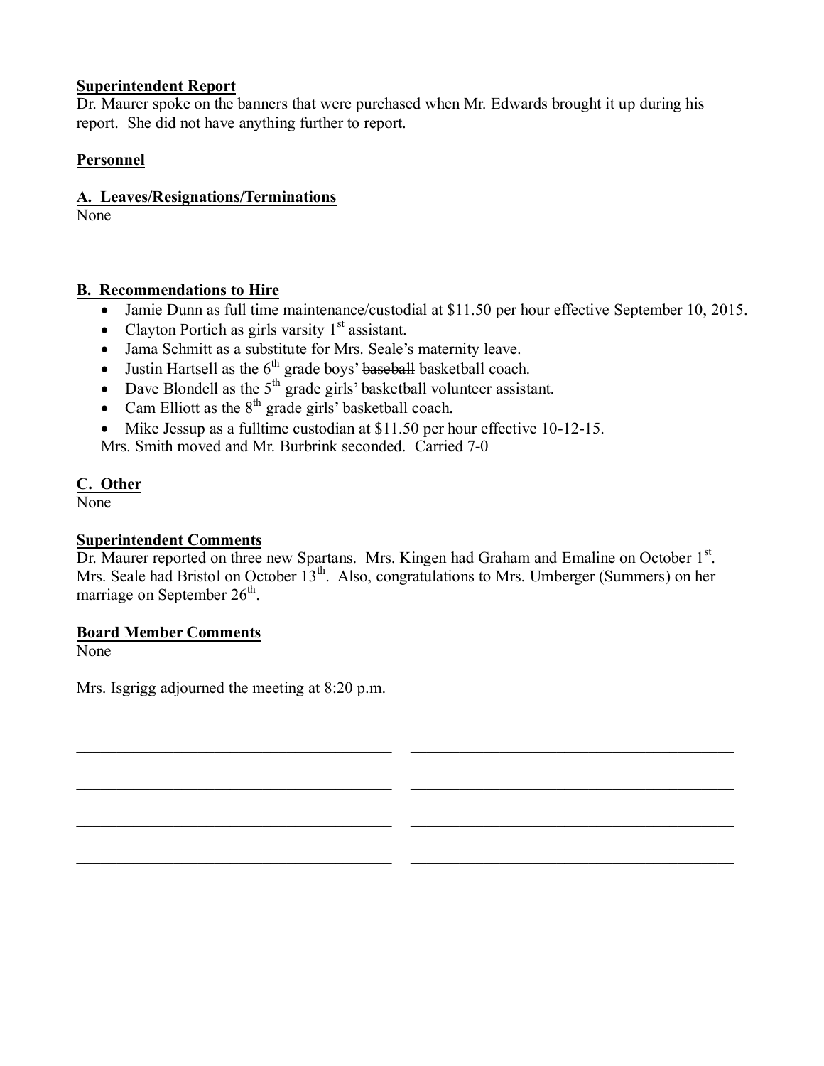**Superintendent Report**

Dr. Maurer spoke on the banners that were purchased when Mr. Edwards brought it up during his report. She did not have anything further to report.

**Personnel**

**A. Leaves/Resignations/Terminations**

None

**B. Recommendations to Hire**

- Jamie Dunn as full time maintenance/custodial at $11.50 per hour effective September 10, 2015.
- Clayton Portich as girls varsity 1st assistant.
- Jama Schmitt as a substitute for Mrs. Seale's maternity leave.
- Justin Hartsell as the 6th grade boys' ~~baseball~~ basketball coach.
- Dave Blondell as the 5th grade girls' basketball volunteer assistant.
- Cam Elliott as the 8th grade girls' basketball coach.
- Mike Jessup as a fulltime custodian at $11.50 per hour effective 10-12-15.

Mrs. Smith moved and Mr. Burbrink seconded. Carried 7-0

**C. Other**

None

**Superintendent Comments**

Dr. Maurer reported on three new Spartans. Mrs. Kingen had Graham and Emaline on October 1st. Mrs. Seale had Bristol on October 13th. Also, congratulations to Mrs. Umberger (Summers) on her marriage on September 26th.

**Board Member Comments**

None

Mrs. Isgrigg adjourned the meeting at 8:20 p.m.

\_\_\_\_\_\_\_\_\_\_\_\_\_\_\_\_\_\_\_\_\_\_\_\_\_\_\_\_\_\_\_\_\_\_\_\_\_\_ \_\_\_\_\_\_\_\_\_\_\_\_\_\_\_\_\_\_\_\_\_\_\_\_\_\_\_\_\_\_\_\_\_\_\_\_\_\_

\_\_\_\_\_\_\_\_\_\_\_\_\_\_\_\_\_\_\_\_\_\_\_\_\_\_\_\_\_\_\_\_\_\_\_\_\_\_ \_\_\_\_\_\_\_\_\_\_\_\_\_\_\_\_\_\_\_\_\_\_\_\_\_\_\_\_\_\_\_\_\_\_\_\_\_\_

\_\_\_\_\_\_\_\_\_\_\_\_\_\_\_\_\_\_\_\_\_\_\_\_\_\_\_\_\_\_\_\_\_\_\_\_\_\_ \_\_\_\_\_\_\_\_\_\_\_\_\_\_\_\_\_\_\_\_\_\_\_\_\_\_\_\_\_\_\_\_\_\_\_\_\_\_

\_\_\_\_\_\_\_\_\_\_\_\_\_\_\_\_\_\_\_\_\_\_\_\_\_\_\_\_\_\_\_\_\_\_\_\_\_\_ \_\_\_\_\_\_\_\_\_\_\_\_\_\_\_\_\_\_\_\_\_\_\_\_\_\_\_\_\_\_\_\_\_\_\_\_\_\_